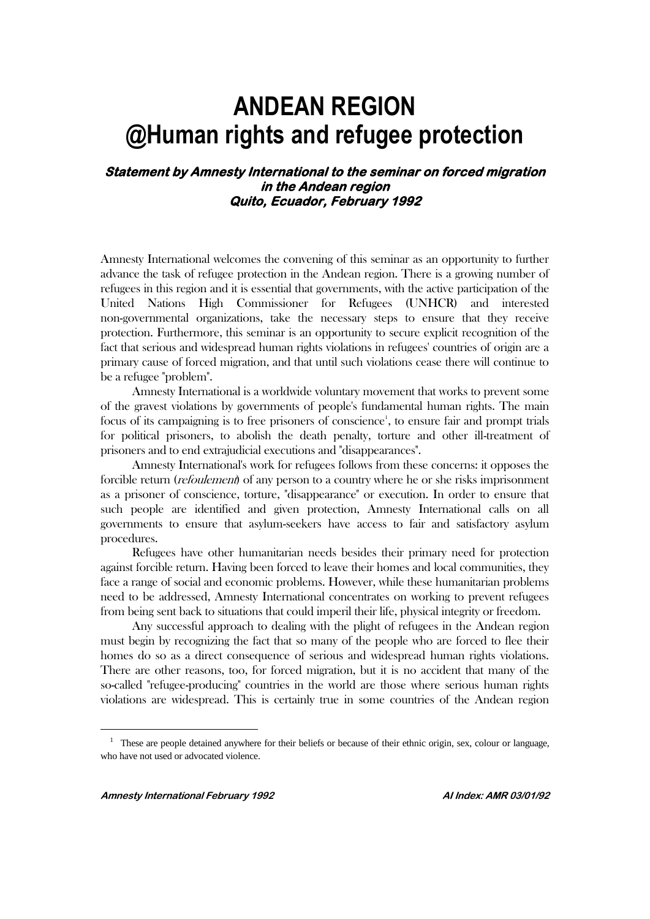# ANDEAN REGION
# @Human rights and refugee protection

***Statement by Amnesty International to the seminar on forced migration in the Andean region***
***Quito, Ecuador, February 1992***

Amnesty International welcomes the convening of this seminar as an opportunity to further advance the task of refugee protection in the Andean region. There is a growing number of refugees in this region and it is essential that governments, with the active participation of the United Nations High Commissioner for Refugees (UNHCR) and interested non-governmental organizations, take the necessary steps to ensure that they receive protection. Furthermore, this seminar is an opportunity to secure explicit recognition of the fact that serious and widespread human rights violations in refugees' countries of origin are a primary cause of forced migration, and that until such violations cease there will continue to be a refugee "problem".

Amnesty International is a worldwide voluntary movement that works to prevent some of the gravest violations by governments of people's fundamental human rights. The main focus of its campaigning is to free prisoners of conscience[1], to ensure fair and prompt trials for political prisoners, to abolish the death penalty, torture and other ill-treatment of prisoners and to end extrajudicial executions and "disappearances".

Amnesty International's work for refugees follows from these concerns: it opposes the forcible return (*refoulement*) of any person to a country where he or she risks imprisonment as a prisoner of conscience, torture, "disappearance" or execution. In order to ensure that such people are identified and given protection, Amnesty International calls on all governments to ensure that asylum-seekers have access to fair and satisfactory asylum procedures.

Refugees have other humanitarian needs besides their primary need for protection against forcible return. Having been forced to leave their homes and local communities, they face a range of social and economic problems. However, while these humanitarian problems need to be addressed, Amnesty International concentrates on working to prevent refugees from being sent back to situations that could imperil their life, physical integrity or freedom.

Any successful approach to dealing with the plight of refugees in the Andean region must begin by recognizing the fact that so many of the people who are forced to flee their homes do so as a direct consequence of serious and widespread human rights violations. There are other reasons, too, for forced migration, but it is no accident that many of the so-called "refugee-producing" countries in the world are those where serious human rights violations are widespread. This is certainly true in some countries of the Andean region

[1] These are people detained anywhere for their beliefs or because of their ethnic origin, sex, colour or language, who have not used or advocated violence.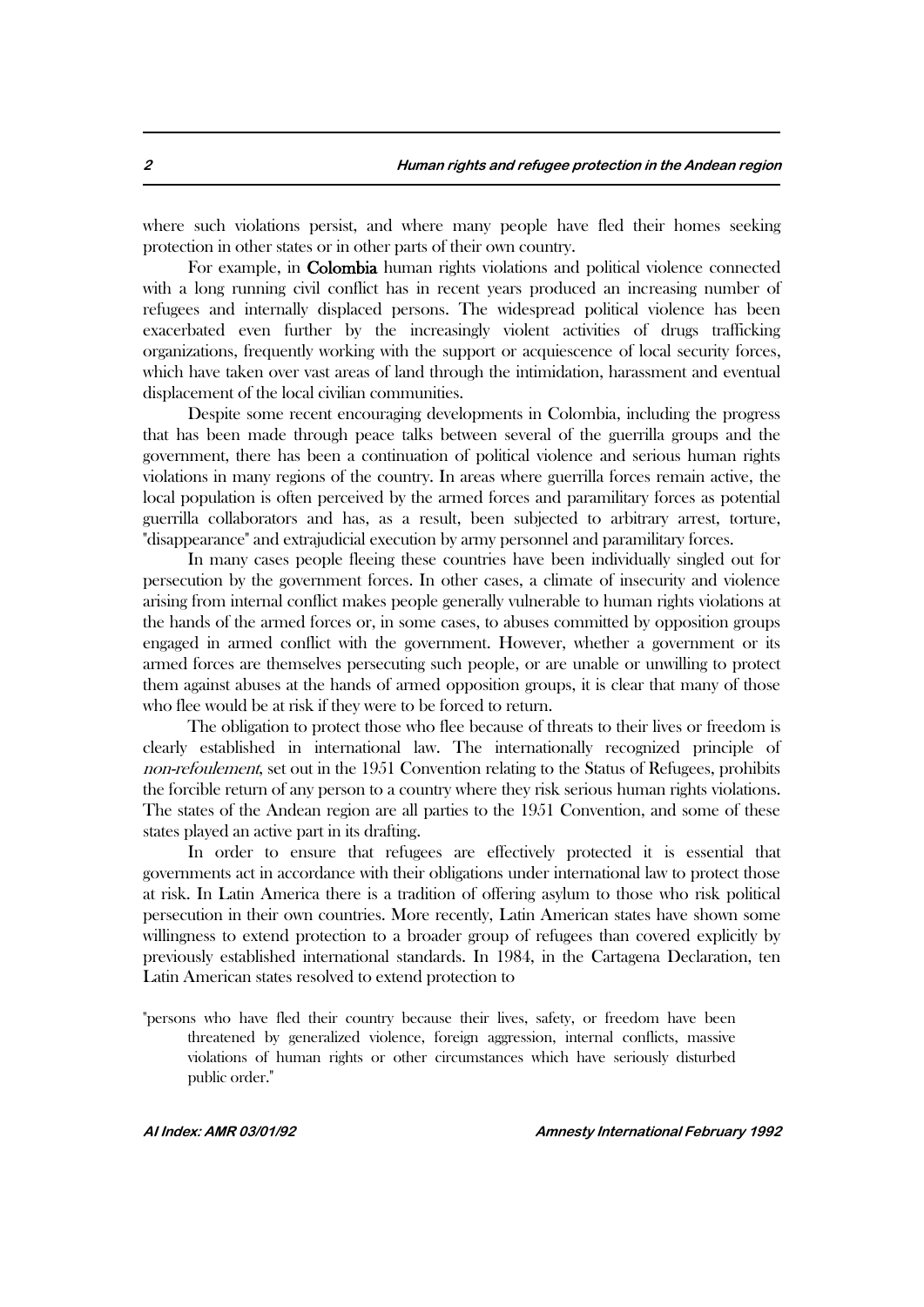where such violations persist, and where many people have fled their homes seeking protection in other states or in other parts of their own country.

For example, in **Colombia** human rights violations and political violence connected with a long running civil conflict has in recent years produced an increasing number of refugees and internally displaced persons. The widespread political violence has been exacerbated even further by the increasingly violent activities of drugs trafficking organizations, frequently working with the support or acquiescence of local security forces, which have taken over vast areas of land through the intimidation, harassment and eventual displacement of the local civilian communities.

Despite some recent encouraging developments in Colombia, including the progress that has been made through peace talks between several of the guerrilla groups and the government, there has been a continuation of political violence and serious human rights violations in many regions of the country. In areas where guerrilla forces remain active, the local population is often perceived by the armed forces and paramilitary forces as potential guerrilla collaborators and has, as a result, been subjected to arbitrary arrest, torture, "disappearance" and extrajudicial execution by army personnel and paramilitary forces.

In many cases people fleeing these countries have been individually singled out for persecution by the government forces. In other cases, a climate of insecurity and violence arising from internal conflict makes people generally vulnerable to human rights violations at the hands of the armed forces or, in some cases, to abuses committed by opposition groups engaged in armed conflict with the government. However, whether a government or its armed forces are themselves persecuting such people, or are unable or unwilling to protect them against abuses at the hands of armed opposition groups, it is clear that many of those who flee would be at risk if they were to be forced to return.

The obligation to protect those who flee because of threats to their lives or freedom is clearly established in international law. The internationally recognized principle of *non-refoulement*, set out in the 1951 Convention relating to the Status of Refugees, prohibits the forcible return of any person to a country where they risk serious human rights violations. The states of the Andean region are all parties to the 1951 Convention, and some of these states played an active part in its drafting.

In order to ensure that refugees are effectively protected it is essential that governments act in accordance with their obligations under international law to protect those at risk. In Latin America there is a tradition of offering asylum to those who risk political persecution in their own countries. More recently, Latin American states have shown some willingness to extend protection to a broader group of refugees than covered explicitly by previously established international standards. In 1984, in the Cartagena Declaration, ten Latin American states resolved to extend protection to

> "persons who have fled their country because their lives, safety, or freedom have been threatened by generalized violence, foreign aggression, internal conflicts, massive violations of human rights or other circumstances which have seriously disturbed public order."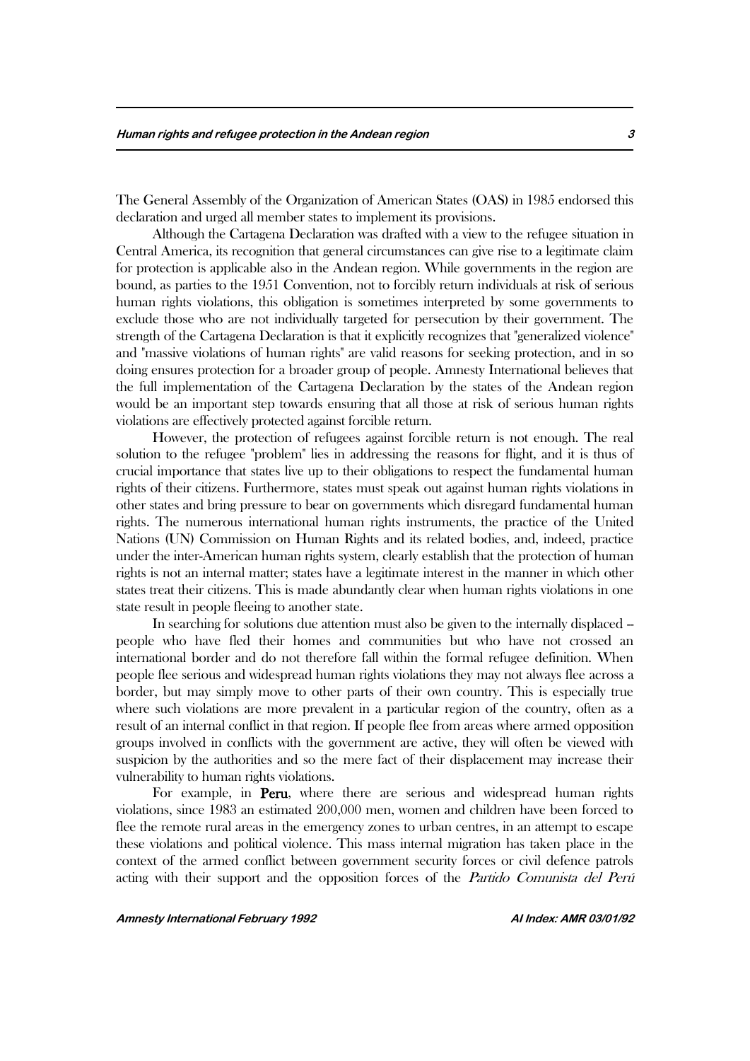The General Assembly of the Organization of American States (OAS) in 1985 endorsed this declaration and urged all member states to implement its provisions.

Although the Cartagena Declaration was drafted with a view to the refugee situation in Central America, its recognition that general circumstances can give rise to a legitimate claim for protection is applicable also in the Andean region. While governments in the region are bound, as parties to the 1951 Convention, not to forcibly return individuals at risk of serious human rights violations, this obligation is sometimes interpreted by some governments to exclude those who are not individually targeted for persecution by their government. The strength of the Cartagena Declaration is that it explicitly recognizes that "generalized violence" and "massive violations of human rights" are valid reasons for seeking protection, and in so doing ensures protection for a broader group of people. Amnesty International believes that the full implementation of the Cartagena Declaration by the states of the Andean region would be an important step towards ensuring that all those at risk of serious human rights violations are effectively protected against forcible return.

However, the protection of refugees against forcible return is not enough. The real solution to the refugee "problem" lies in addressing the reasons for flight, and it is thus of crucial importance that states live up to their obligations to respect the fundamental human rights of their citizens. Furthermore, states must speak out against human rights violations in other states and bring pressure to bear on governments which disregard fundamental human rights. The numerous international human rights instruments, the practice of the United Nations (UN) Commission on Human Rights and its related bodies, and, indeed, practice under the inter-American human rights system, clearly establish that the protection of human rights is not an internal matter; states have a legitimate interest in the manner in which other states treat their citizens. This is made abundantly clear when human rights violations in one state result in people fleeing to another state.

In searching for solutions due attention must also be given to the internally displaced -- people who have fled their homes and communities but who have not crossed an international border and do not therefore fall within the formal refugee definition. When people flee serious and widespread human rights violations they may not always flee across a border, but may simply move to other parts of their own country. This is especially true where such violations are more prevalent in a particular region of the country, often as a result of an internal conflict in that region. If people flee from areas where armed opposition groups involved in conflicts with the government are active, they will often be viewed with suspicion by the authorities and so the mere fact of their displacement may increase their vulnerability to human rights violations.

For example, in **Peru**, where there are serious and widespread human rights violations, since 1983 an estimated 200,000 men, women and children have been forced to flee the remote rural areas in the emergency zones to urban centres, in an attempt to escape these violations and political violence. This mass internal migration has taken place in the context of the armed conflict between government security forces or civil defence patrols acting with their support and the opposition forces of the *Partido Comunista del Perú*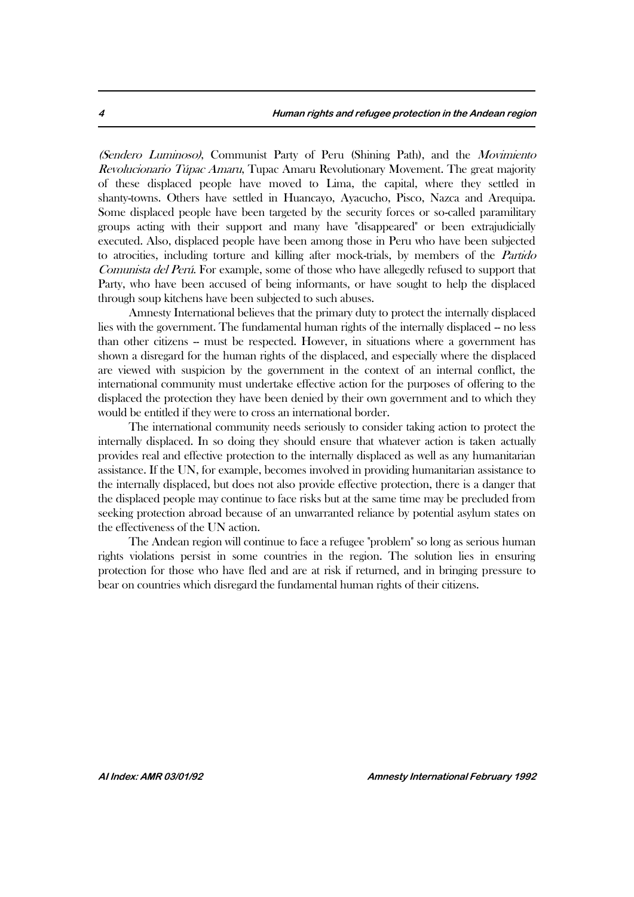*(Sendero Luminoso)*, Communist Party of Peru (Shining Path), and the *Movimiento Revolucionario Túpac Amaru*, Tupac Amaru Revolutionary Movement. The great majority of these displaced people have moved to Lima, the capital, where they settled in shanty-towns. Others have settled in Huancayo, Ayacucho, Pisco, Nazca and Arequipa. Some displaced people have been targeted by the security forces or so-called paramilitary groups acting with their support and many have "disappeared" or been extrajudicially executed. Also, displaced people have been among those in Peru who have been subjected to atrocities, including torture and killing after mock-trials, by members of the *Partido Comunista del Perú*. For example, some of those who have allegedly refused to support that Party, who have been accused of being informants, or have sought to help the displaced through soup kitchens have been subjected to such abuses.

Amnesty International believes that the primary duty to protect the internally displaced lies with the government. The fundamental human rights of the internally displaced -- no less than other citizens -- must be respected. However, in situations where a government has shown a disregard for the human rights of the displaced, and especially where the displaced are viewed with suspicion by the government in the context of an internal conflict, the international community must undertake effective action for the purposes of offering to the displaced the protection they have been denied by their own government and to which they would be entitled if they were to cross an international border.

The international community needs seriously to consider taking action to protect the internally displaced. In so doing they should ensure that whatever action is taken actually provides real and effective protection to the internally displaced as well as any humanitarian assistance. If the UN, for example, becomes involved in providing humanitarian assistance to the internally displaced, but does not also provide effective protection, there is a danger that the displaced people may continue to face risks but at the same time may be precluded from seeking protection abroad because of an unwarranted reliance by potential asylum states on the effectiveness of the UN action.

The Andean region will continue to face a refugee "problem" so long as serious human rights violations persist in some countries in the region. The solution lies in ensuring protection for those who have fled and are at risk if returned, and in bringing pressure to bear on countries which disregard the fundamental human rights of their citizens.